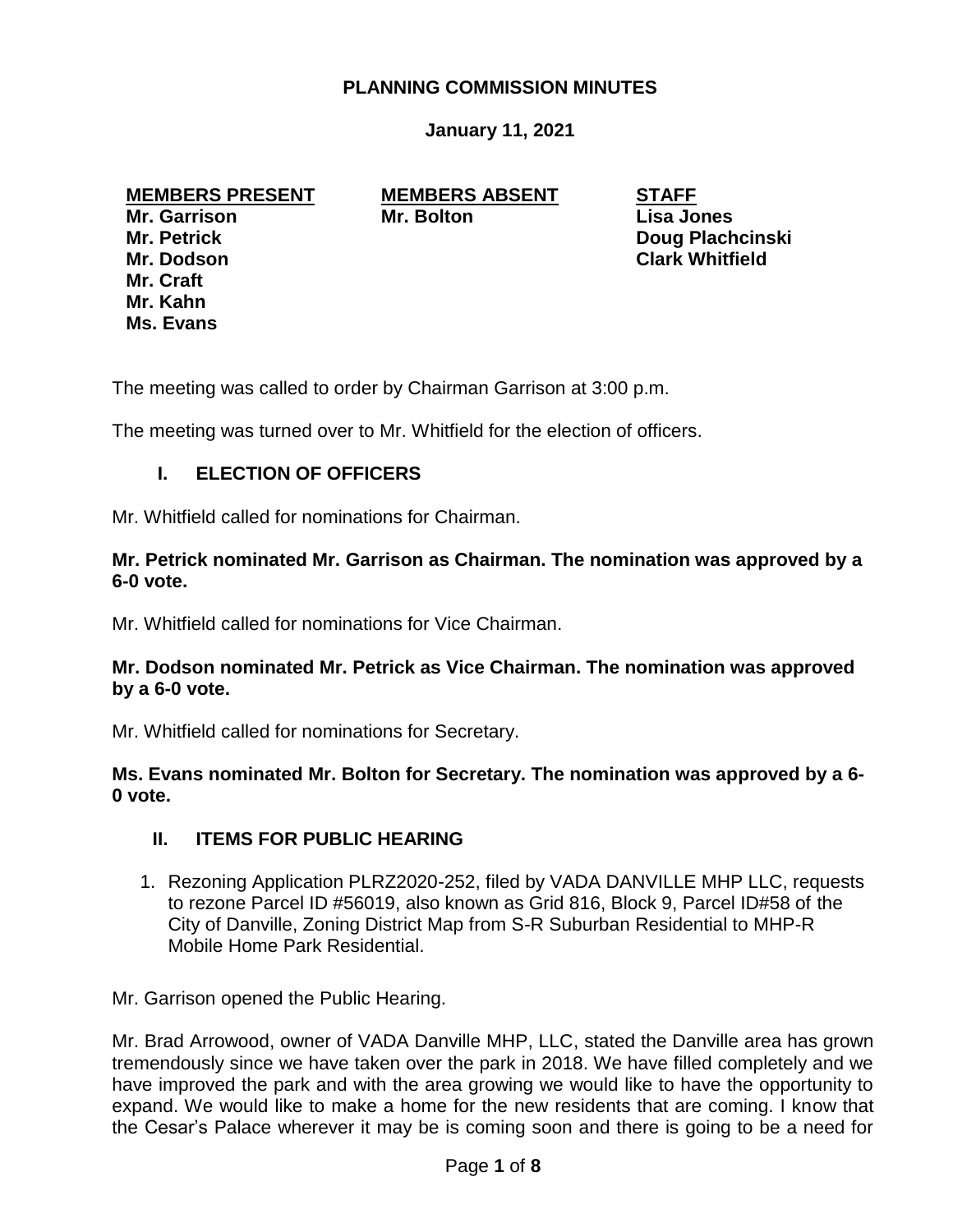# PLANNING COMMISSION MINUTES

**January 11, 2021**

| MEMBERS PRESENT | MEMBERS ABSENT | STAFF |
|---|---|---|
| Mr. Garrison | Mr. Bolton | Lisa Jones |
| Mr. Petrick | | Doug Plachcinski |
| Mr. Dodson | | Clark Whitfield |
| Mr. Craft | | |
| Mr. Kahn | | |
| Ms. Evans | | |

The meeting was called to order by Chairman Garrison at 3:00 p.m.

The meeting was turned over to Mr. Whitfield for the election of officers.

## I. ELECTION OF OFFICERS

Mr. Whitfield called for nominations for Chairman.

**Mr. Petrick nominated Mr. Garrison as Chairman. The nomination was approved by a 6-0 vote.**

Mr. Whitfield called for nominations for Vice Chairman.

**Mr. Dodson nominated Mr. Petrick as Vice Chairman. The nomination was approved by a 6-0 vote.**

Mr. Whitfield called for nominations for Secretary.

**Ms. Evans nominated Mr. Bolton for Secretary. The nomination was approved by a 6-0 vote.**

## II. ITEMS FOR PUBLIC HEARING

1. Rezoning Application PLRZ2020-252, filed by VADA DANVILLE MHP LLC, requests to rezone Parcel ID #56019, also known as Grid 816, Block 9, Parcel ID#58 of the City of Danville, Zoning District Map from S-R Suburban Residential to MHP-R Mobile Home Park Residential.

Mr. Garrison opened the Public Hearing.

Mr. Brad Arrowood, owner of VADA Danville MHP, LLC, stated the Danville area has grown tremendously since we have taken over the park in 2018. We have filled completely and we have improved the park and with the area growing we would like to have the opportunity to expand. We would like to make a home for the new residents that are coming. I know that the Cesar's Palace wherever it may be is coming soon and there is going to be a need for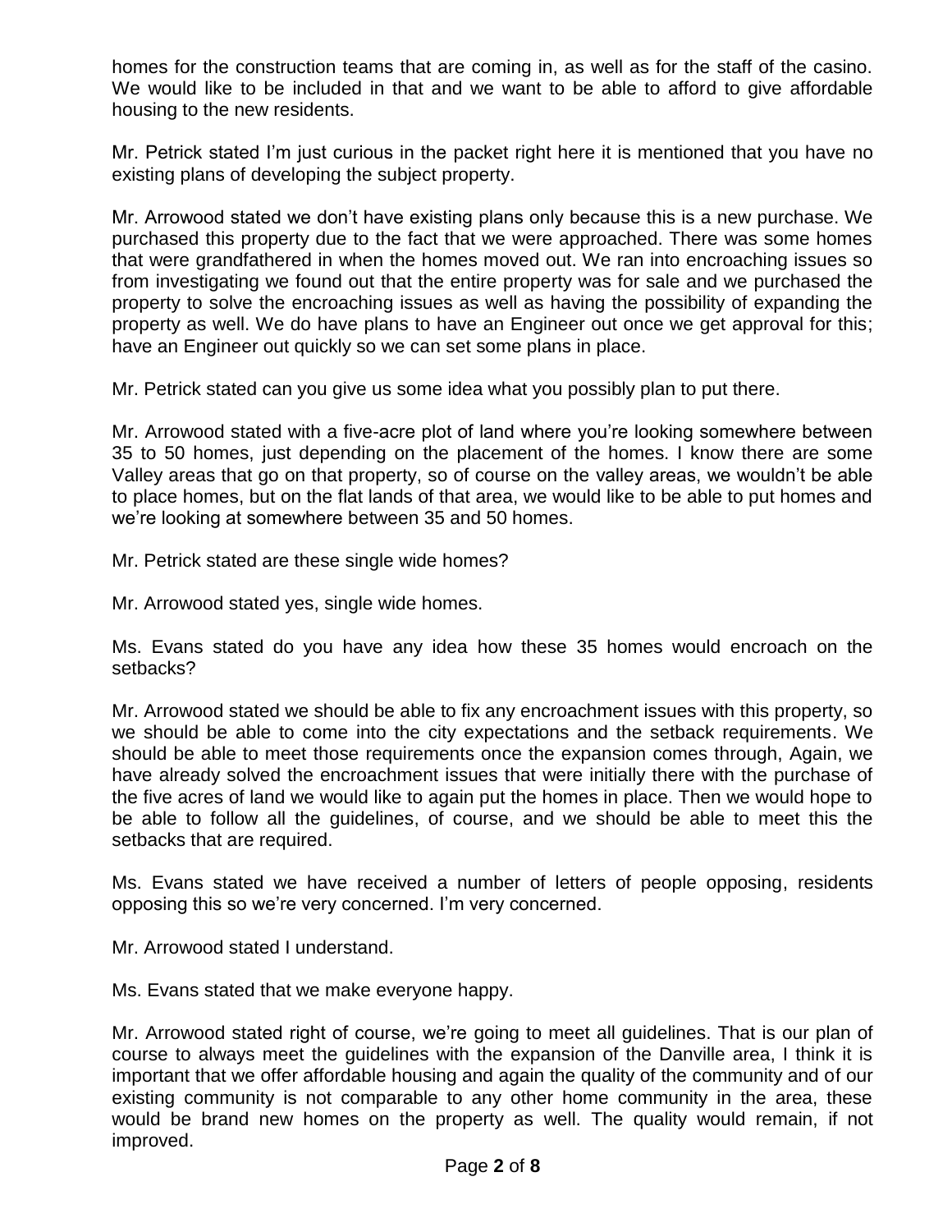homes for the construction teams that are coming in, as well as for the staff of the casino. We would like to be included in that and we want to be able to afford to give affordable housing to the new residents.

Mr. Petrick stated I'm just curious in the packet right here it is mentioned that you have no existing plans of developing the subject property.

Mr. Arrowood stated we don't have existing plans only because this is a new purchase. We purchased this property due to the fact that we were approached. There was some homes that were grandfathered in when the homes moved out. We ran into encroaching issues so from investigating we found out that the entire property was for sale and we purchased the property to solve the encroaching issues as well as having the possibility of expanding the property as well. We do have plans to have an Engineer out once we get approval for this; have an Engineer out quickly so we can set some plans in place.

Mr. Petrick stated can you give us some idea what you possibly plan to put there.

Mr. Arrowood stated with a five-acre plot of land where you're looking somewhere between 35 to 50 homes, just depending on the placement of the homes. I know there are some Valley areas that go on that property, so of course on the valley areas, we wouldn't be able to place homes, but on the flat lands of that area, we would like to be able to put homes and we're looking at somewhere between 35 and 50 homes.

Mr. Petrick stated are these single wide homes?

Mr. Arrowood stated yes, single wide homes.

Ms. Evans stated do you have any idea how these 35 homes would encroach on the setbacks?

Mr. Arrowood stated we should be able to fix any encroachment issues with this property, so we should be able to come into the city expectations and the setback requirements. We should be able to meet those requirements once the expansion comes through, Again, we have already solved the encroachment issues that were initially there with the purchase of the five acres of land we would like to again put the homes in place. Then we would hope to be able to follow all the guidelines, of course, and we should be able to meet this the setbacks that are required.

Ms. Evans stated we have received a number of letters of people opposing, residents opposing this so we're very concerned. I'm very concerned.

Mr. Arrowood stated I understand.

Ms. Evans stated that we make everyone happy.

Mr. Arrowood stated right of course, we're going to meet all guidelines. That is our plan of course to always meet the guidelines with the expansion of the Danville area, I think it is important that we offer affordable housing and again the quality of the community and of our existing community is not comparable to any other home community in the area, these would be brand new homes on the property as well. The quality would remain, if not improved.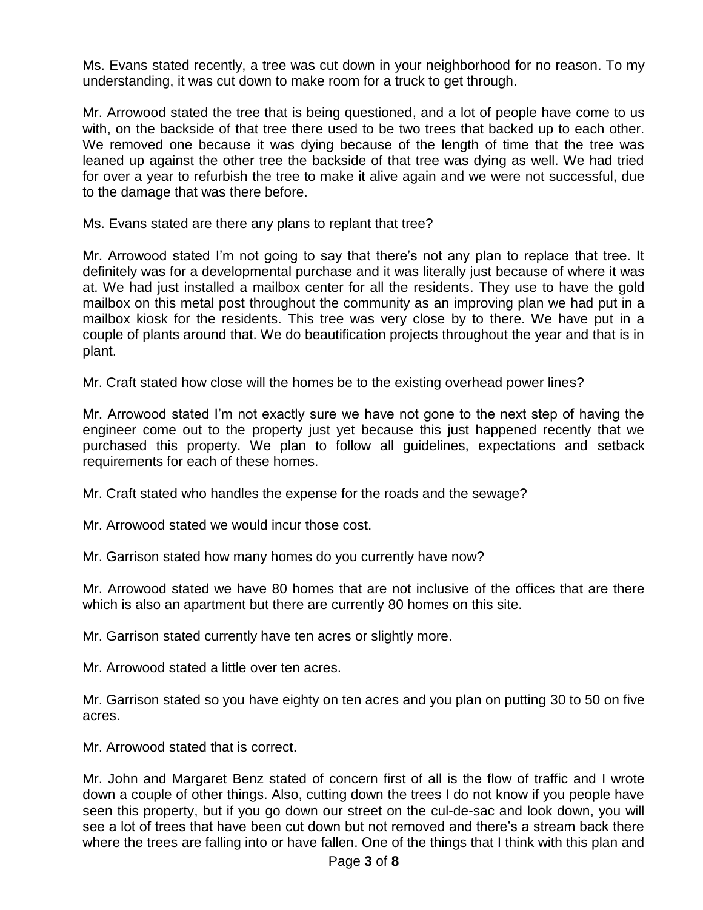Ms. Evans stated recently, a tree was cut down in your neighborhood for no reason. To my understanding, it was cut down to make room for a truck to get through.

Mr. Arrowood stated the tree that is being questioned, and a lot of people have come to us with, on the backside of that tree there used to be two trees that backed up to each other. We removed one because it was dying because of the length of time that the tree was leaned up against the other tree the backside of that tree was dying as well. We had tried for over a year to refurbish the tree to make it alive again and we were not successful, due to the damage that was there before.

Ms. Evans stated are there any plans to replant that tree?

Mr. Arrowood stated I'm not going to say that there's not any plan to replace that tree. It definitely was for a developmental purchase and it was literally just because of where it was at. We had just installed a mailbox center for all the residents. They use to have the gold mailbox on this metal post throughout the community as an improving plan we had put in a mailbox kiosk for the residents. This tree was very close by to there. We have put in a couple of plants around that. We do beautification projects throughout the year and that is in plant.

Mr. Craft stated how close will the homes be to the existing overhead power lines?

Mr. Arrowood stated I'm not exactly sure we have not gone to the next step of having the engineer come out to the property just yet because this just happened recently that we purchased this property. We plan to follow all guidelines, expectations and setback requirements for each of these homes.

Mr. Craft stated who handles the expense for the roads and the sewage?

Mr. Arrowood stated we would incur those cost.

Mr. Garrison stated how many homes do you currently have now?

Mr. Arrowood stated we have 80 homes that are not inclusive of the offices that are there which is also an apartment but there are currently 80 homes on this site.

Mr. Garrison stated currently have ten acres or slightly more.

Mr. Arrowood stated a little over ten acres.

Mr. Garrison stated so you have eighty on ten acres and you plan on putting 30 to 50 on five acres.

Mr. Arrowood stated that is correct.

Mr. John and Margaret Benz stated of concern first of all is the flow of traffic and I wrote down a couple of other things. Also, cutting down the trees I do not know if you people have seen this property, but if you go down our street on the cul-de-sac and look down, you will see a lot of trees that have been cut down but not removed and there's a stream back there where the trees are falling into or have fallen. One of the things that I think with this plan and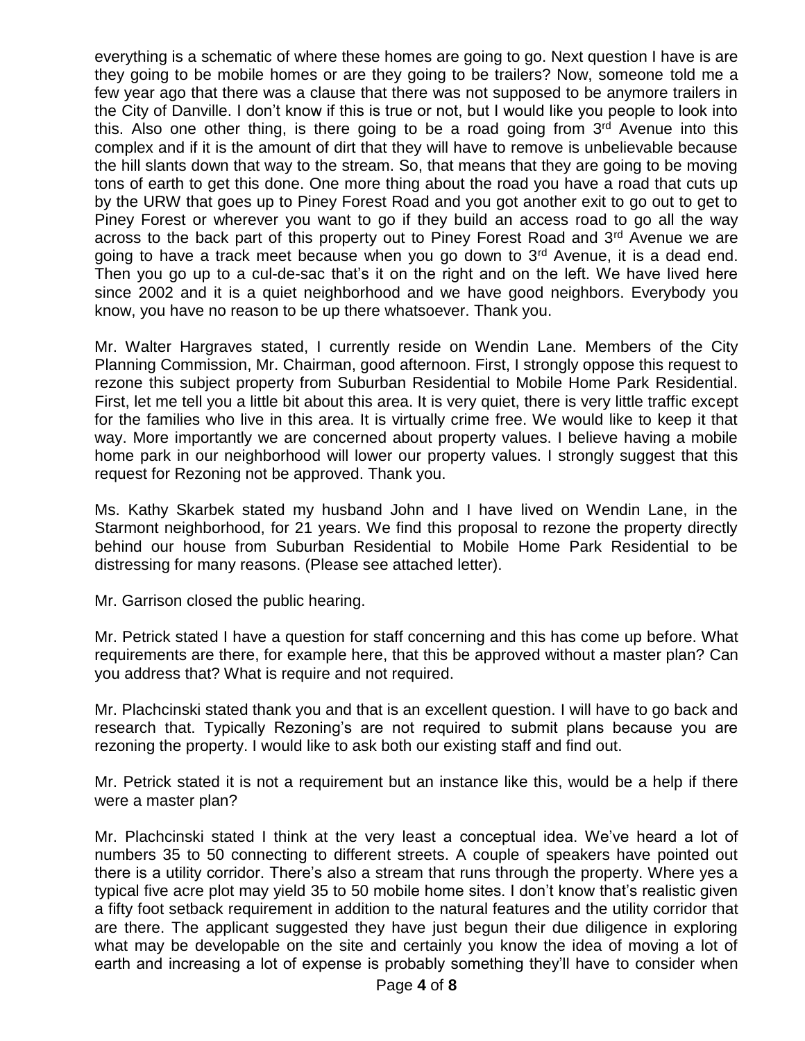everything is a schematic of where these homes are going to go. Next question I have is are they going to be mobile homes or are they going to be trailers? Now, someone told me a few year ago that there was a clause that there was not supposed to be anymore trailers in the City of Danville. I don't know if this is true or not, but I would like you people to look into this. Also one other thing, is there going to be a road going from 3rd Avenue into this complex and if it is the amount of dirt that they will have to remove is unbelievable because the hill slants down that way to the stream. So, that means that they are going to be moving tons of earth to get this done. One more thing about the road you have a road that cuts up by the URW that goes up to Piney Forest Road and you got another exit to go out to get to Piney Forest or wherever you want to go if they build an access road to go all the way across to the back part of this property out to Piney Forest Road and 3rd Avenue we are going to have a track meet because when you go down to 3rd Avenue, it is a dead end. Then you go up to a cul-de-sac that's it on the right and on the left. We have lived here since 2002 and it is a quiet neighborhood and we have good neighbors. Everybody you know, you have no reason to be up there whatsoever. Thank you.

Mr. Walter Hargraves stated, I currently reside on Wendin Lane. Members of the City Planning Commission, Mr. Chairman, good afternoon. First, I strongly oppose this request to rezone this subject property from Suburban Residential to Mobile Home Park Residential. First, let me tell you a little bit about this area. It is very quiet, there is very little traffic except for the families who live in this area. It is virtually crime free. We would like to keep it that way. More importantly we are concerned about property values. I believe having a mobile home park in our neighborhood will lower our property values. I strongly suggest that this request for Rezoning not be approved. Thank you.

Ms. Kathy Skarbek stated my husband John and I have lived on Wendin Lane, in the Starmont neighborhood, for 21 years. We find this proposal to rezone the property directly behind our house from Suburban Residential to Mobile Home Park Residential to be distressing for many reasons. (Please see attached letter).

Mr. Garrison closed the public hearing.

Mr. Petrick stated I have a question for staff concerning and this has come up before. What requirements are there, for example here, that this be approved without a master plan? Can you address that? What is require and not required.

Mr. Plachcinski stated thank you and that is an excellent question. I will have to go back and research that. Typically Rezoning's are not required to submit plans because you are rezoning the property. I would like to ask both our existing staff and find out.

Mr. Petrick stated it is not a requirement but an instance like this, would be a help if there were a master plan?

Mr. Plachcinski stated I think at the very least a conceptual idea. We've heard a lot of numbers 35 to 50 connecting to different streets. A couple of speakers have pointed out there is a utility corridor. There's also a stream that runs through the property. Where yes a typical five acre plot may yield 35 to 50 mobile home sites. I don't know that's realistic given a fifty foot setback requirement in addition to the natural features and the utility corridor that are there. The applicant suggested they have just begun their due diligence in exploring what may be developable on the site and certainly you know the idea of moving a lot of earth and increasing a lot of expense is probably something they'll have to consider when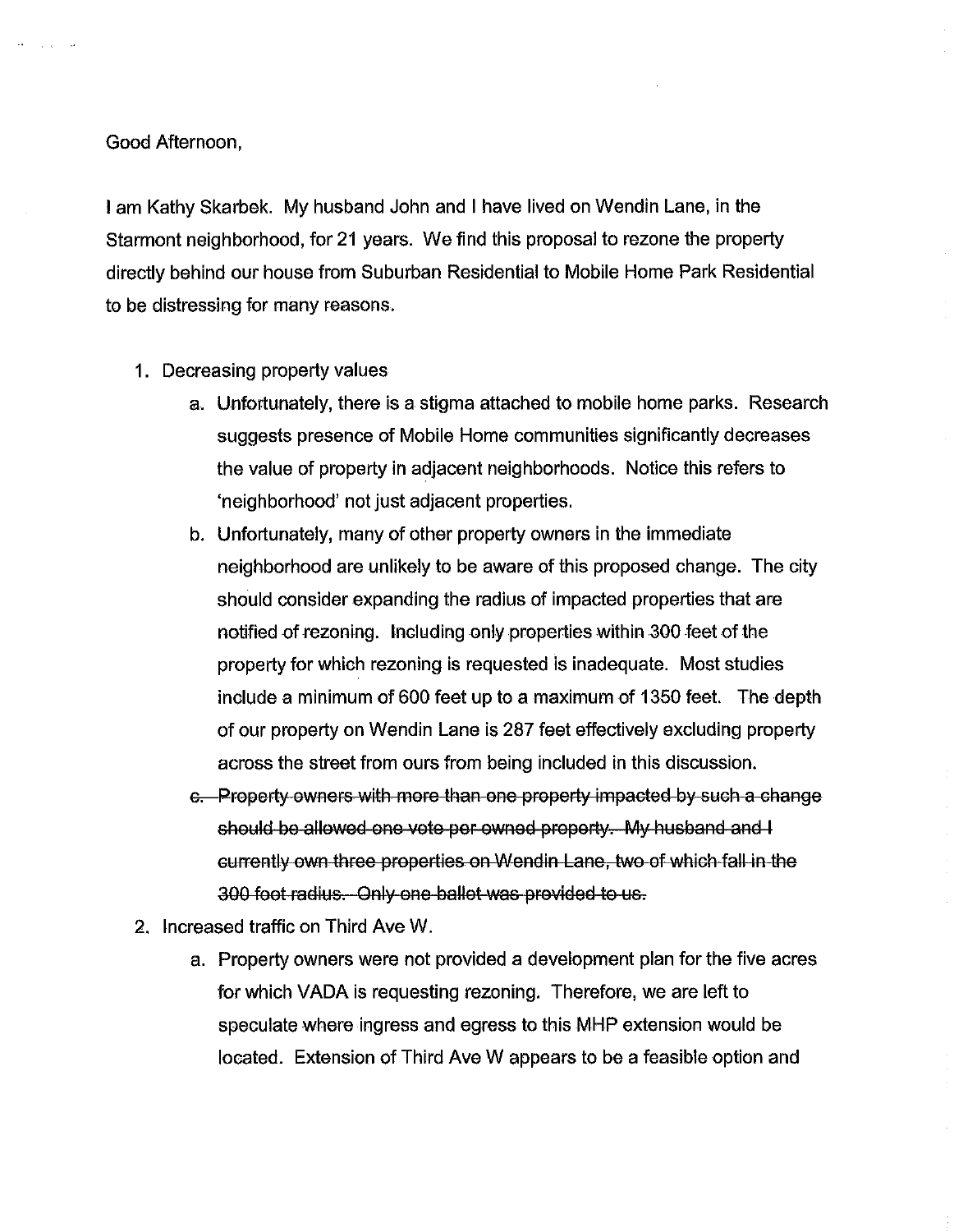Good Afternoon,

I am Kathy Skarbek. My husband John and I have lived on Wendin Lane, in the Starmont neighborhood, for 21 years. We find this proposal to rezone the property directly behind our house from Suburban Residential to Mobile Home Park Residential to be distressing for many reasons.

1. Decreasing property values
   a. Unfortunately, there is a stigma attached to mobile home parks. Research suggests presence of Mobile Home communities significantly decreases the value of property in adjacent neighborhoods. Notice this refers to 'neighborhood' not just adjacent properties.
   b. Unfortunately, many of other property owners in the immediate neighborhood are unlikely to be aware of this proposed change. The city should consider expanding the radius of impacted properties that are notified of rezoning. Including only properties within 300 feet of the property for which rezoning is requested is inadequate. Most studies include a minimum of 600 feet up to a maximum of 1350 feet. The depth of our property on Wendin Lane is 287 feet effectively excluding property across the street from ours from being included in this discussion.
   c. ~~Property owners with more than one property impacted by such a change should be allowed one vote per owned property. My husband and I currently own three properties on Wendin Lane, two of which fall in the 300 foot radius. Only one ballot was provided to us.~~
2. Increased traffic on Third Ave W.
   a. Property owners were not provided a development plan for the five acres for which VADA is requesting rezoning. Therefore, we are left to speculate where ingress and egress to this MHP extension would be located. Extension of Third Ave W appears to be a feasible option and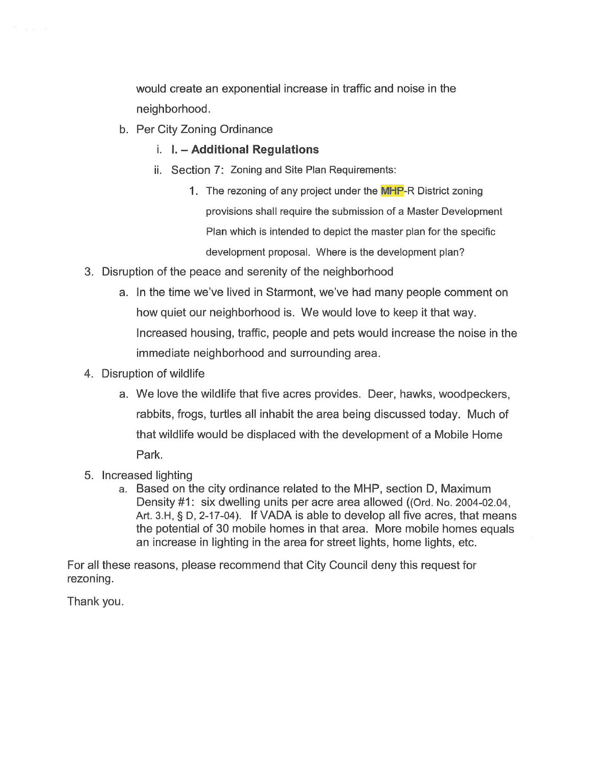would create an exponential increase in traffic and noise in the neighborhood.

   b. Per City Zoning Ordinance

      i. **I. – Additional Regulations**

      ii. Section 7: Zoning and Site Plan Requirements:

         1. The rezoning of any project under the MHP-R District zoning provisions shall require the submission of a Master Development Plan which is intended to depict the master plan for the specific development proposal. Where is the development plan?

3. Disruption of the peace and serenity of the neighborhood

   a. In the time we've lived in Starmont, we've had many people comment on how quiet our neighborhood is. We would love to keep it that way. Increased housing, traffic, people and pets would increase the noise in the immediate neighborhood and surrounding area.

4. Disruption of wildlife

   a. We love the wildlife that five acres provides. Deer, hawks, woodpeckers, rabbits, frogs, turtles all inhabit the area being discussed today. Much of that wildlife would be displaced with the development of a Mobile Home Park.

5. Increased lighting

   a. Based on the city ordinance related to the MHP, section D, Maximum Density #1: six dwelling units per acre area allowed ((Ord. No. 2004-02.04, Art. 3.H, § D, 2-17-04). If VADA is able to develop all five acres, that means the potential of 30 mobile homes in that area. More mobile homes equals an increase in lighting in the area for street lights, home lights, etc.

For all these reasons, please recommend that City Council deny this request for rezoning.

Thank you.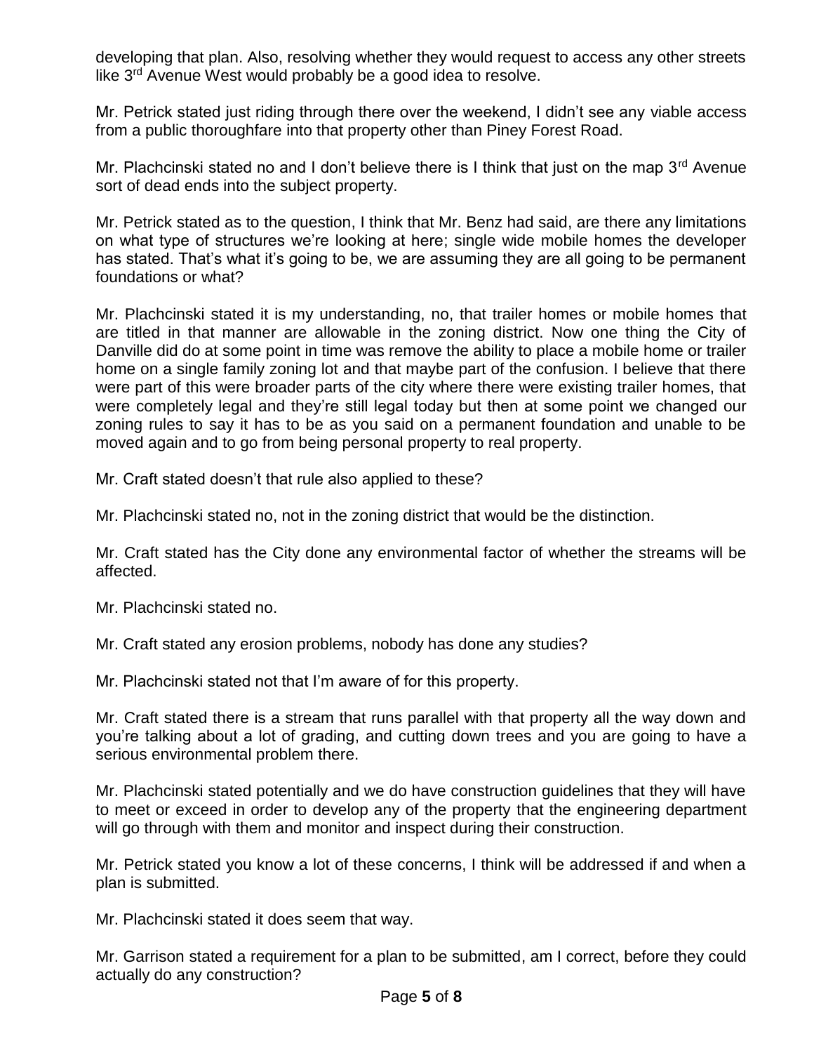developing that plan. Also, resolving whether they would request to access any other streets like 3rd Avenue West would probably be a good idea to resolve.

Mr. Petrick stated just riding through there over the weekend, I didn't see any viable access from a public thoroughfare into that property other than Piney Forest Road.

Mr. Plachcinski stated no and I don't believe there is I think that just on the map 3rd Avenue sort of dead ends into the subject property.

Mr. Petrick stated as to the question, I think that Mr. Benz had said, are there any limitations on what type of structures we're looking at here; single wide mobile homes the developer has stated. That's what it's going to be, we are assuming they are all going to be permanent foundations or what?

Mr. Plachcinski stated it is my understanding, no, that trailer homes or mobile homes that are titled in that manner are allowable in the zoning district. Now one thing the City of Danville did do at some point in time was remove the ability to place a mobile home or trailer home on a single family zoning lot and that maybe part of the confusion. I believe that there were part of this were broader parts of the city where there were existing trailer homes, that were completely legal and they're still legal today but then at some point we changed our zoning rules to say it has to be as you said on a permanent foundation and unable to be moved again and to go from being personal property to real property.

Mr. Craft stated doesn't that rule also applied to these?

Mr. Plachcinski stated no, not in the zoning district that would be the distinction.

Mr. Craft stated has the City done any environmental factor of whether the streams will be affected.

Mr. Plachcinski stated no.

Mr. Craft stated any erosion problems, nobody has done any studies?

Mr. Plachcinski stated not that I'm aware of for this property.

Mr. Craft stated there is a stream that runs parallel with that property all the way down and you're talking about a lot of grading, and cutting down trees and you are going to have a serious environmental problem there.

Mr. Plachcinski stated potentially and we do have construction guidelines that they will have to meet or exceed in order to develop any of the property that the engineering department will go through with them and monitor and inspect during their construction.

Mr. Petrick stated you know a lot of these concerns, I think will be addressed if and when a plan is submitted.

Mr. Plachcinski stated it does seem that way.

Mr. Garrison stated a requirement for a plan to be submitted, am I correct, before they could actually do any construction?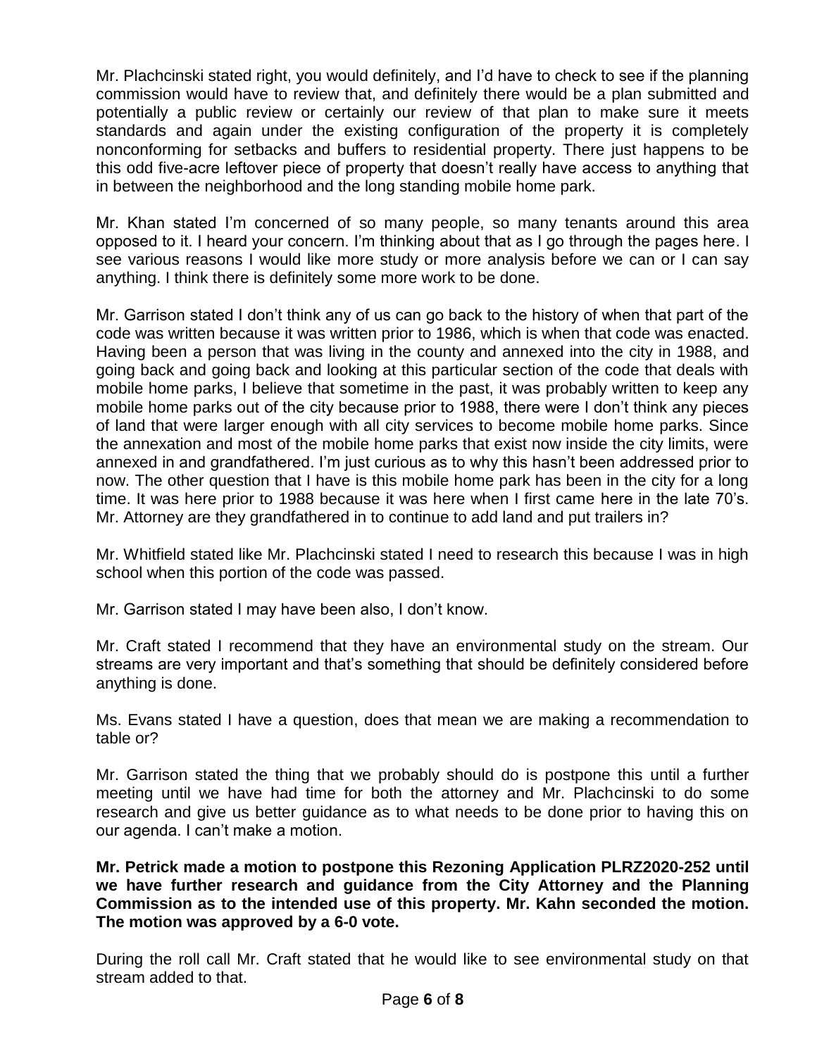Mr. Plachcinski stated right, you would definitely, and I'd have to check to see if the planning commission would have to review that, and definitely there would be a plan submitted and potentially a public review or certainly our review of that plan to make sure it meets standards and again under the existing configuration of the property it is completely nonconforming for setbacks and buffers to residential property. There just happens to be this odd five-acre leftover piece of property that doesn't really have access to anything that in between the neighborhood and the long standing mobile home park.

Mr. Khan stated I'm concerned of so many people, so many tenants around this area opposed to it. I heard your concern. I'm thinking about that as I go through the pages here. I see various reasons I would like more study or more analysis before we can or I can say anything. I think there is definitely some more work to be done.

Mr. Garrison stated I don't think any of us can go back to the history of when that part of the code was written because it was written prior to 1986, which is when that code was enacted. Having been a person that was living in the county and annexed into the city in 1988, and going back and going back and looking at this particular section of the code that deals with mobile home parks, I believe that sometime in the past, it was probably written to keep any mobile home parks out of the city because prior to 1988, there were I don't think any pieces of land that were larger enough with all city services to become mobile home parks. Since the annexation and most of the mobile home parks that exist now inside the city limits, were annexed in and grandfathered. I'm just curious as to why this hasn't been addressed prior to now. The other question that I have is this mobile home park has been in the city for a long time. It was here prior to 1988 because it was here when I first came here in the late 70's. Mr. Attorney are they grandfathered in to continue to add land and put trailers in?

Mr. Whitfield stated like Mr. Plachcinski stated I need to research this because I was in high school when this portion of the code was passed.

Mr. Garrison stated I may have been also, I don't know.

Mr. Craft stated I recommend that they have an environmental study on the stream. Our streams are very important and that's something that should be definitely considered before anything is done.

Ms. Evans stated I have a question, does that mean we are making a recommendation to table or?

Mr. Garrison stated the thing that we probably should do is postpone this until a further meeting until we have had time for both the attorney and Mr. Plachcinski to do some research and give us better guidance as to what needs to be done prior to having this on our agenda. I can't make a motion.

**Mr. Petrick made a motion to postpone this Rezoning Application PLRZ2020-252 until we have further research and guidance from the City Attorney and the Planning Commission as to the intended use of this property. Mr. Kahn seconded the motion. The motion was approved by a 6-0 vote.**

During the roll call Mr. Craft stated that he would like to see environmental study on that stream added to that.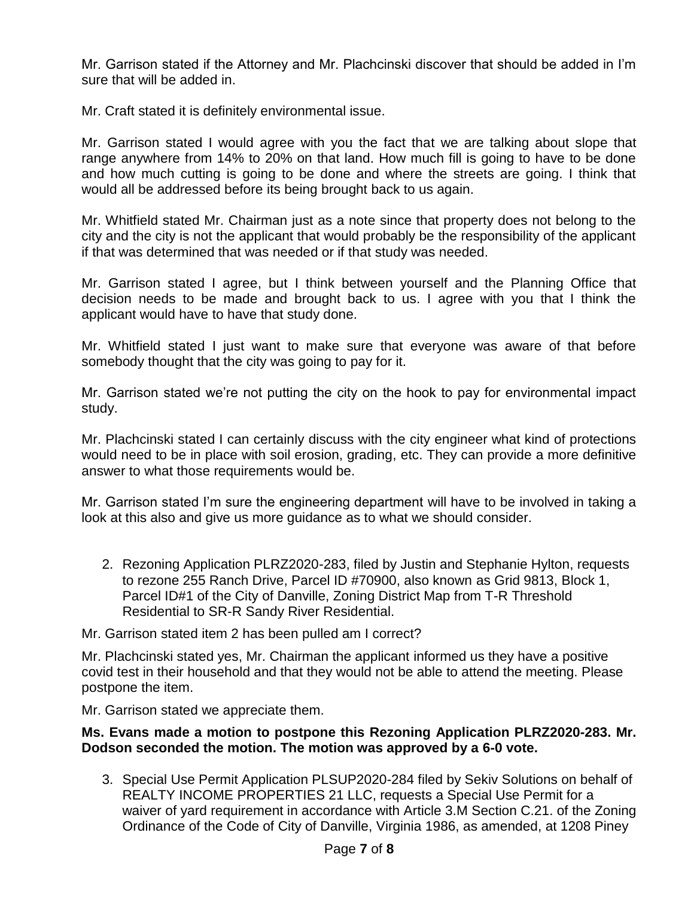Mr. Garrison stated if the Attorney and Mr. Plachcinski discover that should be added in I'm sure that will be added in.

Mr. Craft stated it is definitely environmental issue.

Mr. Garrison stated I would agree with you the fact that we are talking about slope that range anywhere from 14% to 20% on that land. How much fill is going to have to be done and how much cutting is going to be done and where the streets are going. I think that would all be addressed before its being brought back to us again.

Mr. Whitfield stated Mr. Chairman just as a note since that property does not belong to the city and the city is not the applicant that would probably be the responsibility of the applicant if that was determined that was needed or if that study was needed.

Mr. Garrison stated I agree, but I think between yourself and the Planning Office that decision needs to be made and brought back to us. I agree with you that I think the applicant would have to have that study done.

Mr. Whitfield stated I just want to make sure that everyone was aware of that before somebody thought that the city was going to pay for it.

Mr. Garrison stated we're not putting the city on the hook to pay for environmental impact study.

Mr. Plachcinski stated I can certainly discuss with the city engineer what kind of protections would need to be in place with soil erosion, grading, etc. They can provide a more definitive answer to what those requirements would be.

Mr. Garrison stated I'm sure the engineering department will have to be involved in taking a look at this also and give us more guidance as to what we should consider.

2. Rezoning Application PLRZ2020-283, filed by Justin and Stephanie Hylton, requests to rezone 255 Ranch Drive, Parcel ID #70900, also known as Grid 9813, Block 1, Parcel ID#1 of the City of Danville, Zoning District Map from T-R Threshold Residential to SR-R Sandy River Residential.

Mr. Garrison stated item 2 has been pulled am I correct?

Mr. Plachcinski stated yes, Mr. Chairman the applicant informed us they have a positive covid test in their household and that they would not be able to attend the meeting. Please postpone the item.

Mr. Garrison stated we appreciate them.

**Ms. Evans made a motion to postpone this Rezoning Application PLRZ2020-283. Mr. Dodson seconded the motion. The motion was approved by a 6-0 vote.**

3. Special Use Permit Application PLSUP2020-284 filed by Sekiv Solutions on behalf of REALTY INCOME PROPERTIES 21 LLC, requests a Special Use Permit for a waiver of yard requirement in accordance with Article 3.M Section C.21. of the Zoning Ordinance of the Code of City of Danville, Virginia 1986, as amended, at 1208 Piney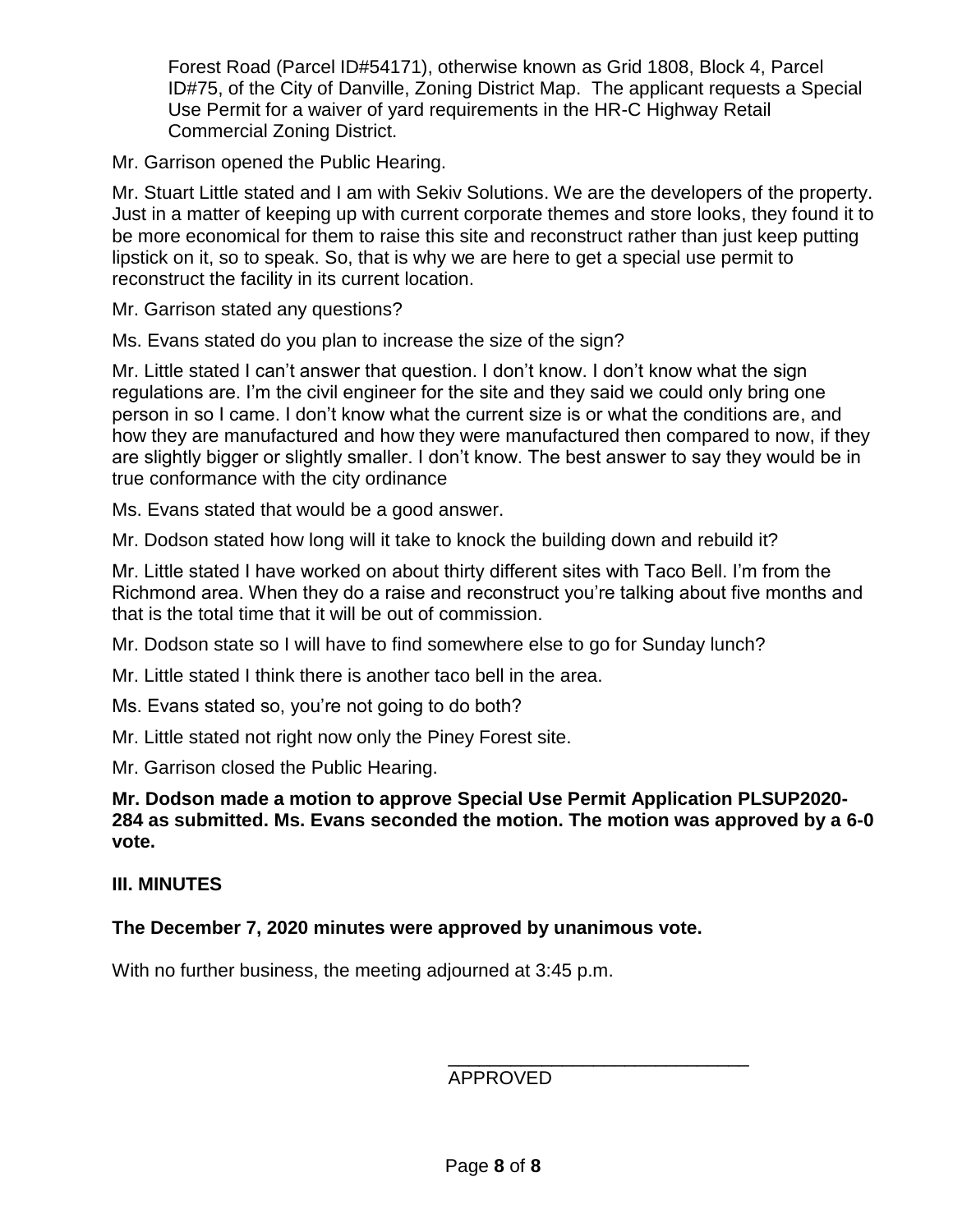Forest Road (Parcel ID#54171), otherwise known as Grid 1808, Block 4, Parcel ID#75, of the City of Danville, Zoning District Map. The applicant requests a Special Use Permit for a waiver of yard requirements in the HR-C Highway Retail Commercial Zoning District.

Mr. Garrison opened the Public Hearing.

Mr. Stuart Little stated and I am with Sekiv Solutions. We are the developers of the property. Just in a matter of keeping up with current corporate themes and store looks, they found it to be more economical for them to raise this site and reconstruct rather than just keep putting lipstick on it, so to speak. So, that is why we are here to get a special use permit to reconstruct the facility in its current location.

Mr. Garrison stated any questions?

Ms. Evans stated do you plan to increase the size of the sign?

Mr. Little stated I can't answer that question. I don't know. I don't know what the sign regulations are. I'm the civil engineer for the site and they said we could only bring one person in so I came. I don't know what the current size is or what the conditions are, and how they are manufactured and how they were manufactured then compared to now, if they are slightly bigger or slightly smaller. I don't know. The best answer to say they would be in true conformance with the city ordinance

Ms. Evans stated that would be a good answer.

Mr. Dodson stated how long will it take to knock the building down and rebuild it?

Mr. Little stated I have worked on about thirty different sites with Taco Bell. I'm from the Richmond area. When they do a raise and reconstruct you're talking about five months and that is the total time that it will be out of commission.

Mr. Dodson state so I will have to find somewhere else to go for Sunday lunch?

Mr. Little stated I think there is another taco bell in the area.

Ms. Evans stated so, you're not going to do both?

Mr. Little stated not right now only the Piney Forest site.

Mr. Garrison closed the Public Hearing.

**Mr. Dodson made a motion to approve Special Use Permit Application PLSUP2020-284 as submitted. Ms. Evans seconded the motion. The motion was approved by a 6-0 vote.**

## III. MINUTES

**The December 7, 2020 minutes were approved by unanimous vote.**

With no further business, the meeting adjourned at 3:45 p.m.

______________________________
APPROVED